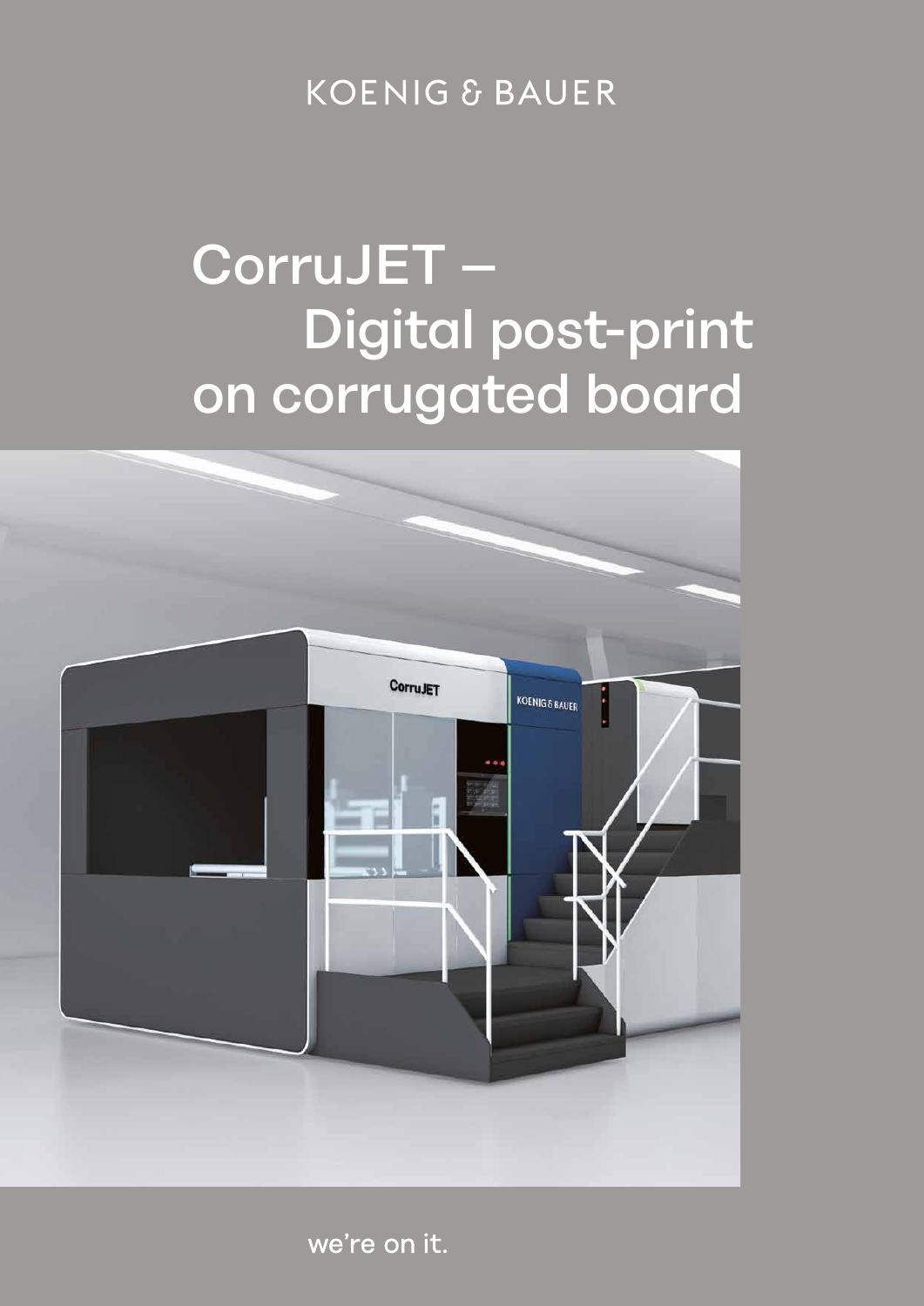KOENIG & BAUER

# CorruJET – Digital post-print on corrugated board

we're on it.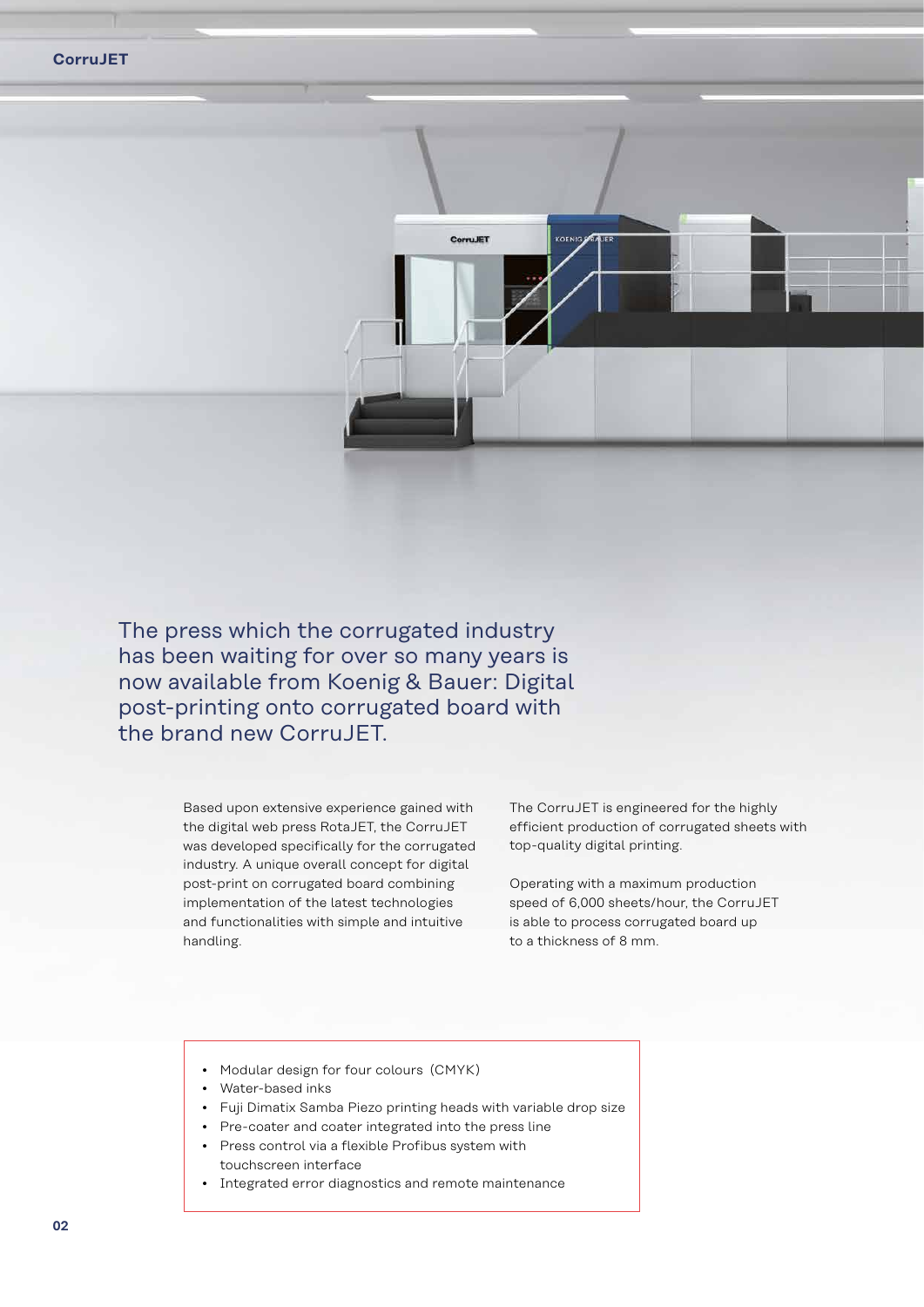The press which the corrugated industry has been waiting for over so many years is now available from Koenig & Bauer: Digital post-printing onto corrugated board with the brand new CorruJET.

Based upon extensive experience gained with the digital web press RotaJET, the CorruJET was developed specifically for the corrugated industry. A unique overall concept for digital post-print on corrugated board combining implementation of the latest technologies and functionalities with simple and intuitive handling.

The CorruJET is engineered for the highly efficient production of corrugated sheets with top-quality digital printing.

Operating with a maximum production speed of 6,000 sheets/hour, the CorruJET is able to process corrugated board up to a thickness of 8 mm.

- Modular design for four colours (CMYK)
- Water-based inks
- Fuji Dimatix Samba Piezo printing heads with variable drop size
- Pre-coater and coater integrated into the press line
- Press control via a flexible Profibus system with touchscreen interface
- Integrated error diagnostics and remote maintenance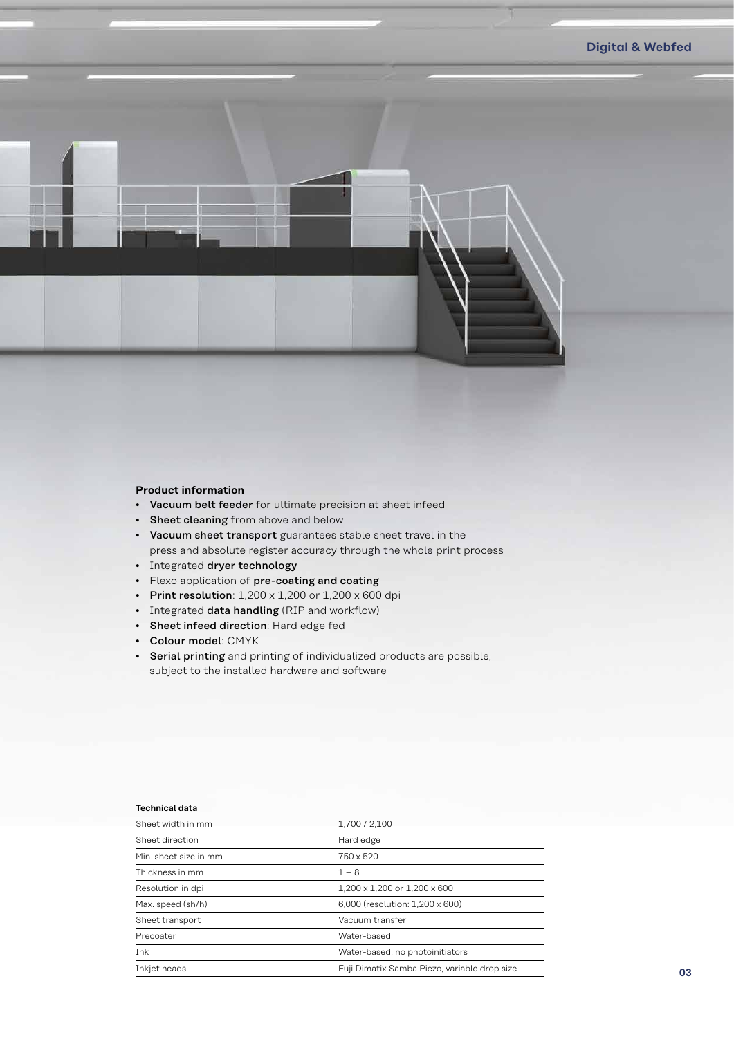### Product information

- **Vacuum belt feeder** for ultimate precision at sheet infeed
- **Sheet cleaning** from above and below
- **Vacuum sheet transport** guarantees stable sheet travel in the press and absolute register accuracy through the whole print process
- Integrated **dryer technology**
- Flexo application of **pre-coating and coating**
- **Print resolution**: 1,200 x 1,200 or 1,200 x 600 dpi
- Integrated **data handling** (RIP and workflow)
- **Sheet infeed direction**: Hard edge fed
- **Colour model**: CMYK
- **Serial printing** and printing of individualized products are possible, subject to the installed hardware and software

**Technical data**

| | |
|---|---|
| Sheet width in mm | 1,700 / 2,100 |
| Sheet direction | Hard edge |
| Min. sheet size in mm | 750 x 520 |
| Thickness in mm | 1 – 8 |
| Resolution in dpi | 1,200 x 1,200 or 1,200 x 600 |
| Max. speed (sh/h) | 6,000 (resolution: 1,200 x 600) |
| Sheet transport | Vacuum transfer |
| Precoater | Water-based |
| Ink | Water-based, no photoinitiators |
| Inkjet heads | Fuji Dimatix Samba Piezo, variable drop size |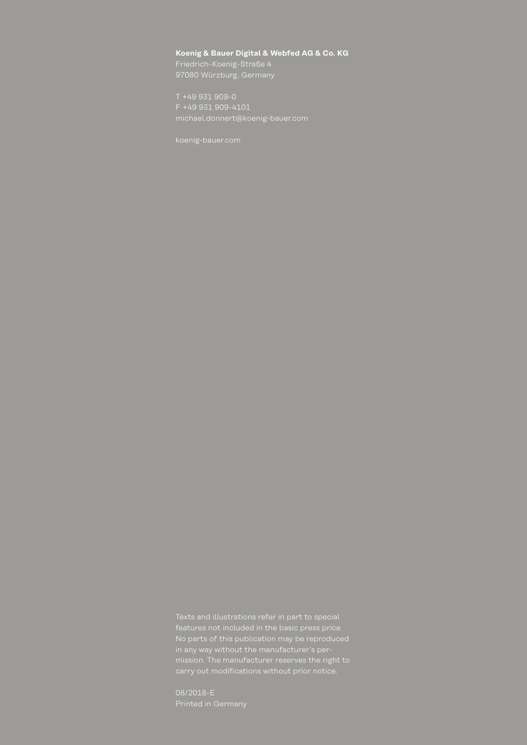**Koenig & Bauer Digital & Webfed AG & Co. KG**
Friedrich-Koenig-Straße 4
97080 Würzburg, Germany

T +49 931 909-0
F +49 931 909-4101
michael.donnert@koenig-bauer.com

koenig-bauer.com

Texts and illustrations refer in part to special features not included in the basic press price. No parts of this publication may be reproduced in any way without the manufacturer's permission. The manufacturer reserves the right to carry out modifications without prior notice.

08/2018-E
Printed in Germany